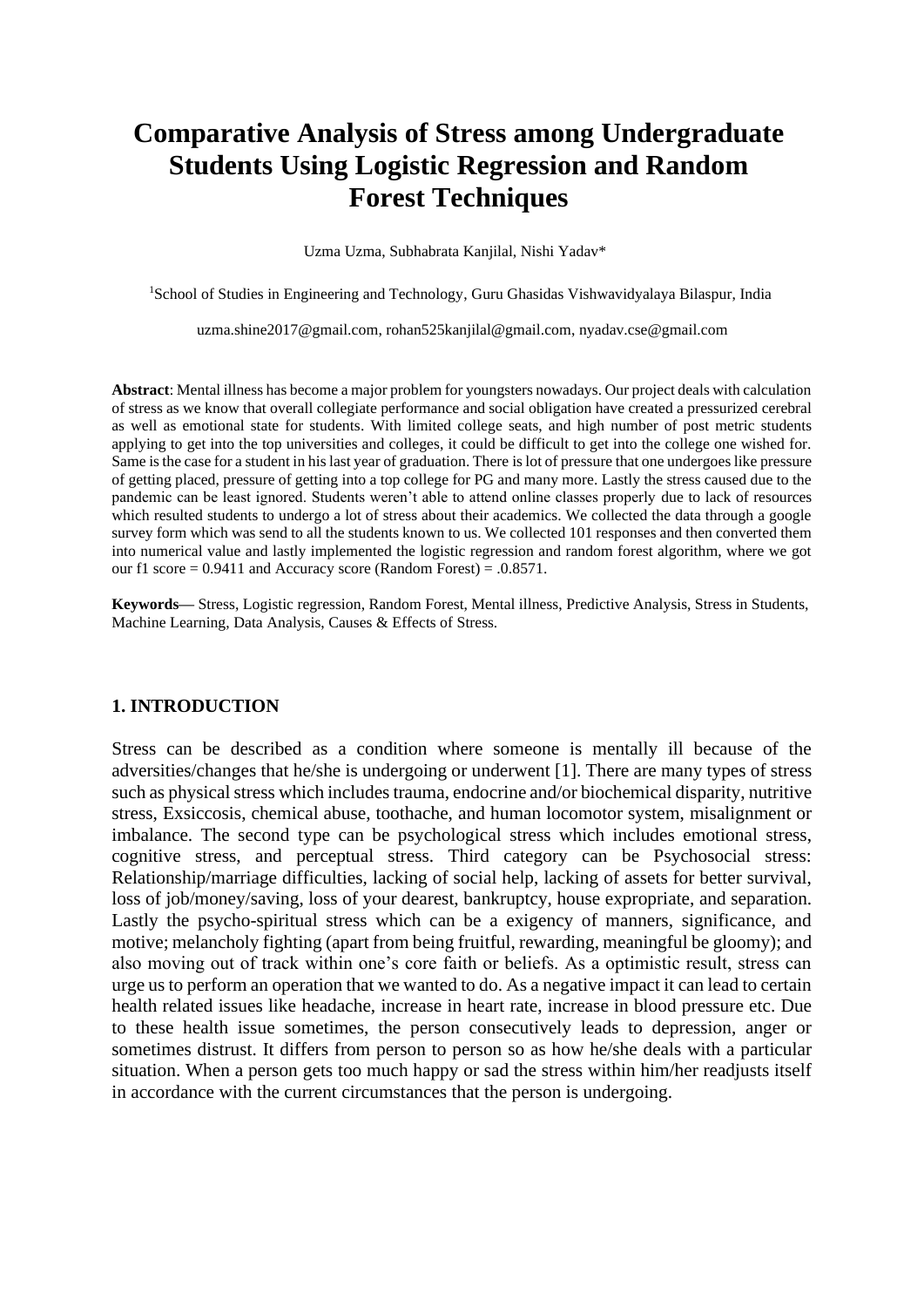# Comparative Analysis of Stress among Undergraduate Students Using Logistic Regression and Random Forest Techniques

Uzma Uzma, Subhabrata Kanjilal, Nishi Yadav*

[1]School of Studies in Engineering and Technology, Guru Ghasidas Vishwavidyalaya Bilaspur, India

uzma.shine2017@gmail.com, rohan525kanjilal@gmail.com, nyadav.cse@gmail.com

**Abstract**: Mental illness has become a major problem for youngsters nowadays. Our project deals with calculation of stress as we know that overall collegiate performance and social obligation have created a pressurized cerebral as well as emotional state for students. With limited college seats, and high number of post metric students applying to get into the top universities and colleges, it could be difficult to get into the college one wished for. Same is the case for a student in his last year of graduation. There is lot of pressure that one undergoes like pressure of getting placed, pressure of getting into a top college for PG and many more. Lastly the stress caused due to the pandemic can be least ignored. Students weren't able to attend online classes properly due to lack of resources which resulted students to undergo a lot of stress about their academics. We collected the data through a google survey form which was send to all the students known to us. We collected 101 responses and then converted them into numerical value and lastly implemented the logistic regression and random forest algorithm, where we got our f1 score = 0.9411 and Accuracy score (Random Forest) = .0.8571.

**Keywords—** Stress, Logistic regression, Random Forest, Mental illness, Predictive Analysis, Stress in Students, Machine Learning, Data Analysis, Causes & Effects of Stress.

## 1. INTRODUCTION

Stress can be described as a condition where someone is mentally ill because of the adversities/changes that he/she is undergoing or underwent [1]. There are many types of stress such as physical stress which includes trauma, endocrine and/or biochemical disparity, nutritive stress, Exsiccosis, chemical abuse, toothache, and human locomotor system, misalignment or imbalance. The second type can be psychological stress which includes emotional stress, cognitive stress, and perceptual stress. Third category can be Psychosocial stress: Relationship/marriage difficulties, lacking of social help, lacking of assets for better survival, loss of job/money/saving, loss of your dearest, bankruptcy, house expropriate, and separation. Lastly the psycho-spiritual stress which can be a exigency of manners, significance, and motive; melancholy fighting (apart from being fruitful, rewarding, meaningful be gloomy); and also moving out of track within one's core faith or beliefs. As a optimistic result, stress can urge us to perform an operation that we wanted to do. As a negative impact it can lead to certain health related issues like headache, increase in heart rate, increase in blood pressure etc. Due to these health issue sometimes, the person consecutively leads to depression, anger or sometimes distrust. It differs from person to person so as how he/she deals with a particular situation. When a person gets too much happy or sad the stress within him/her readjusts itself in accordance with the current circumstances that the person is undergoing.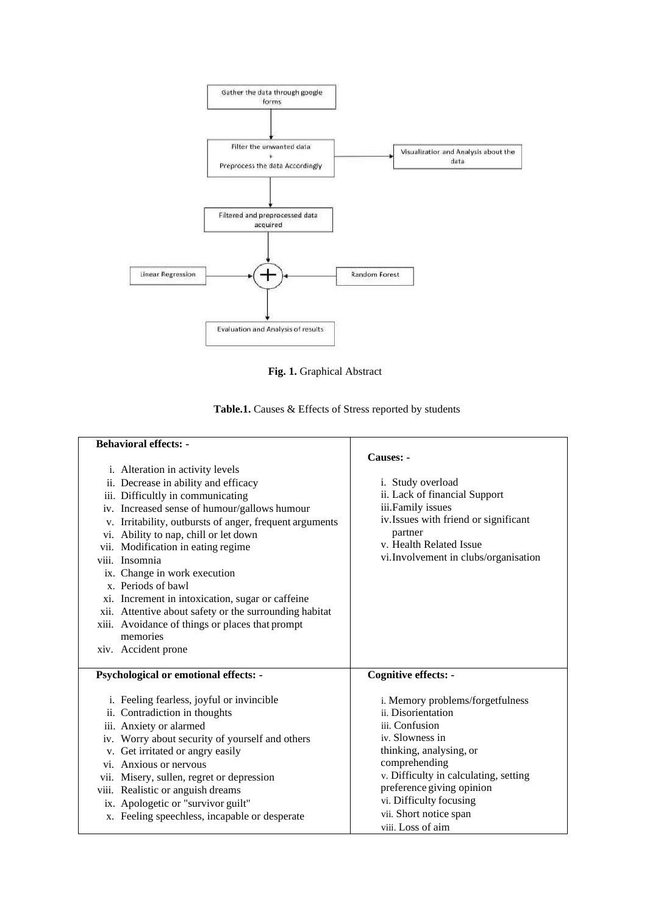Gather the data through google forms

Filter the unwanted data + Preprocess the data Accordingly

Visualization and Analysis about the data

Filtered and preprocessed data acquired

Linear Regression

Random Forest

Evaluation and Analysis of results

**Fig. 1.** Graphical Abstract

**Table.1.** Causes & Effects of Stress reported by students

| **Behavioral effects: -** | **Causes: -** |
|---|---|
| i. Alteration in activity levels<br>ii. Decrease in ability and efficacy<br>iii. Difficultly in communicating<br>iv. Increased sense of humour/gallows humour<br>v. Irritability, outbursts of anger, frequent arguments<br>vi. Ability to nap, chill or let down<br>vii. Modification in eating regime<br>viii. Insomnia<br>ix. Change in work execution<br>x. Periods of bawl<br>xi. Increment in intoxication, sugar or caffeine<br>xii. Attentive about safety or the surrounding habitat<br>xiii. Avoidance of things or places that prompt memories<br>xiv. Accident prone | i. Study overload<br>ii. Lack of financial Support<br>iii. Family issues<br>iv. Issues with friend or significant partner<br>v. Health Related Issue<br>vi. Involvement in clubs/organisation |
| **Psychological or emotional effects: -** | **Cognitive effects: -** |
| i. Feeling fearless, joyful or invincible<br>ii. Contradiction in thoughts<br>iii. Anxiety or alarmed<br>iv. Worry about security of yourself and others<br>v. Get irritated or angry easily<br>vi. Anxious or nervous<br>vii. Misery, sullen, regret or depression<br>viii. Realistic or anguish dreams<br>ix. Apologetic or "survivor guilt"<br>x. Feeling speechless, incapable or desperate | i. Memory problems/forgetfulness<br>ii. Disorientation<br>iii. Confusion<br>iv. Slowness in thinking, analysing, or comprehending<br>v. Difficulty in calculating, setting preference giving opinion<br>vi. Difficulty focusing<br>vii. Short notice span<br>viii. Loss of aim |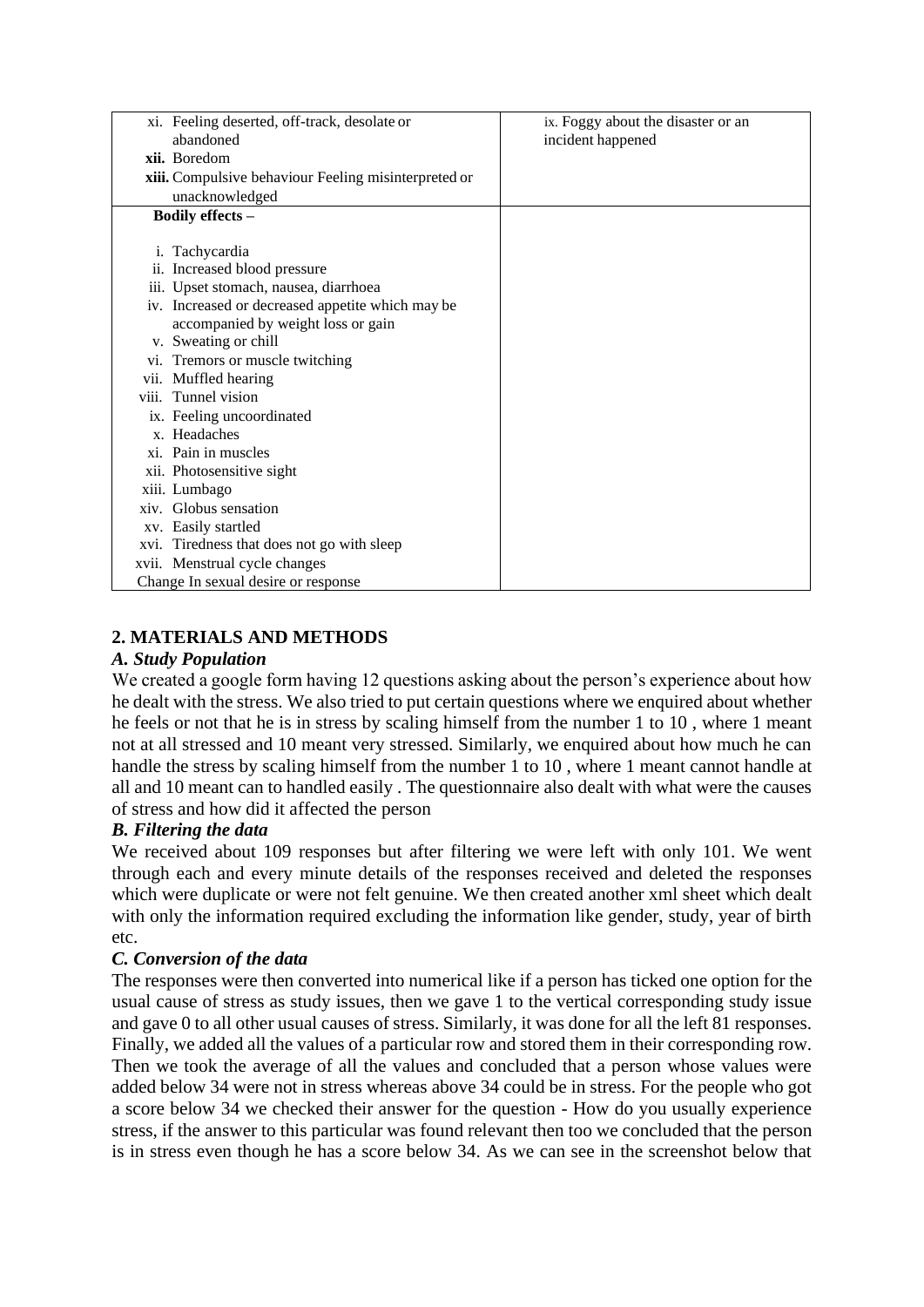| xi. Feeling deserted, off-track, desolate or abandoned<br>**xii.** Boredom<br>**xiii.** Compulsive behaviour Feeling misinterpreted or unacknowledged | ix. Foggy about the disaster or an incident happened |
|---|---|
| **Bodily effects –**<br><br>i. Tachycardia<br>ii. Increased blood pressure<br>iii. Upset stomach, nausea, diarrhoea<br>iv. Increased or decreased appetite which may be accompanied by weight loss or gain<br>v. Sweating or chill<br>vi. Tremors or muscle twitching<br>vii. Muffled hearing<br>viii. Tunnel vision<br>ix. Feeling uncoordinated<br>x. Headaches<br>xi. Pain in muscles<br>xii. Photosensitive sight<br>xiii. Lumbago<br>xiv. Globus sensation<br>xv. Easily startled<br>xvi. Tiredness that does not go with sleep<br>xvii. Menstrual cycle changes<br>Change In sexual desire or response | |

## 2. MATERIALS AND METHODS

### *A. Study Population*

We created a google form having 12 questions asking about the person's experience about how he dealt with the stress. We also tried to put certain questions where we enquired about whether he feels or not that he is in stress by scaling himself from the number 1 to 10 , where 1 meant not at all stressed and 10 meant very stressed. Similarly, we enquired about how much he can handle the stress by scaling himself from the number 1 to 10 , where 1 meant cannot handle at all and 10 meant can to handled easily . The questionnaire also dealt with what were the causes of stress and how did it affected the person

### *B. Filtering the data*

We received about 109 responses but after filtering we were left with only 101. We went through each and every minute details of the responses received and deleted the responses which were duplicate or were not felt genuine. We then created another xml sheet which dealt with only the information required excluding the information like gender, study, year of birth etc.

### *C. Conversion of the data*

The responses were then converted into numerical like if a person has ticked one option for the usual cause of stress as study issues, then we gave 1 to the vertical corresponding study issue and gave 0 to all other usual causes of stress. Similarly, it was done for all the left 81 responses. Finally, we added all the values of a particular row and stored them in their corresponding row. Then we took the average of all the values and concluded that a person whose values were added below 34 were not in stress whereas above 34 could be in stress. For the people who got a score below 34 we checked their answer for the question - How do you usually experience stress, if the answer to this particular was found relevant then too we concluded that the person is in stress even though he has a score below 34. As we can see in the screenshot below that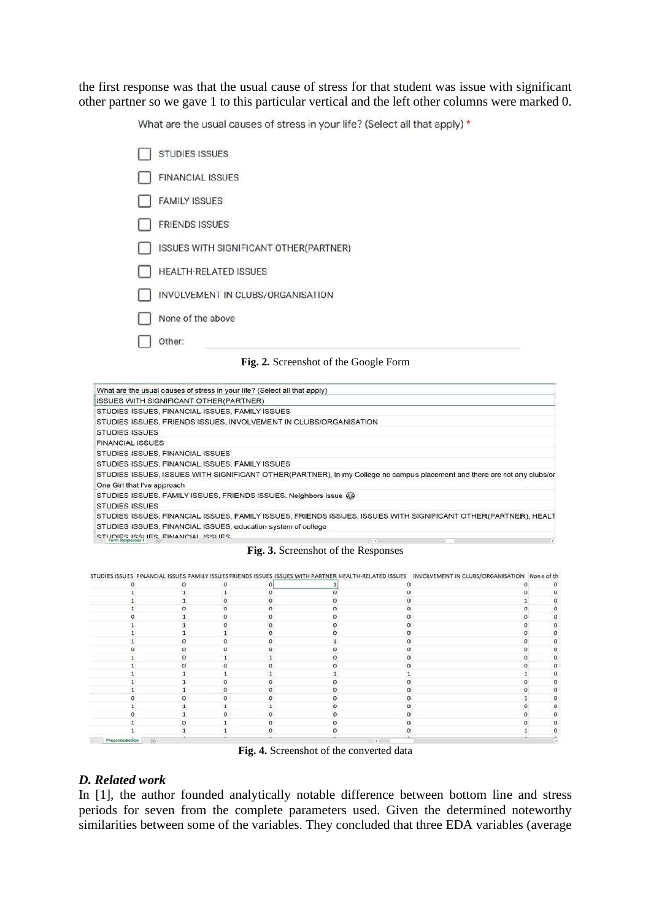the first response was that the usual cause of stress for that student was issue with significant other partner so we gave 1 to this particular vertical and the left other columns were marked 0.

What are the usual causes of stress in your life? (Select all that apply) *

- [ ] STUDIES ISSUES
- [ ] FINANCIAL ISSUES
- [ ] FAMILY ISSUES
- [ ] FRIENDS ISSUES
- [ ] ISSUES WITH SIGNIFICANT OTHER(PARTNER)
- [ ] HEALTH-RELATED ISSUES
- [ ] INVOLVEMENT IN CLUBS/ORGANISATION
- [ ] None of the above
- [ ] Other:

**Fig. 2.** Screenshot of the Google Form

| What are the usual causes of stress in your life? (Select all that apply) |
|---|
| ISSUES WITH SIGNIFICANT OTHER(PARTNER) |
| STUDIES ISSUES, FINANCIAL ISSUES, FAMILY ISSUES |
| STUDIES ISSUES, FRIENDS ISSUES, INVOLVEMENT IN CLUBS/ORGANISATION |
| STUDIES ISSUES |
| FINANCIAL ISSUES |
| STUDIES ISSUES, FINANCIAL ISSUES |
| STUDIES ISSUES, FINANCIAL ISSUES, FAMILY ISSUES |
| STUDIES ISSUES, ISSUES WITH SIGNIFICANT OTHER(PARTNER), In my College no campus placement and there are not any clubs/or |
| One Girl that I've approach |
| STUDIES ISSUES, FAMILY ISSUES, FRIENDS ISSUES, Neighbors issue 😂 |
| STUDIES ISSUES |
| STUDIES ISSUES, FINANCIAL ISSUES, FAMILY ISSUES, FRIENDS ISSUES, ISSUES WITH SIGNIFICANT OTHER(PARTNER), HEALT |
| STUDIES ISSUES, FINANCIAL ISSUES, education system of college |
| STUDIES ISSUES, FINANCIAL ISSUES |

**Fig. 3.** Screenshot of the Responses

| STUDIES ISSUES | FINANCIAL ISSUES | FAMILY ISSUES | FRIENDS ISSUES | ISSUES WITH PARTNER | HEALTH-RELATED ISSUES | INVOLVEMENT IN CLUBS/ORGANISATION | None of th |
|---|---|---|---|---|---|---|---|
| 0 | 0 | 0 | 0 | 1 | 0 | 0 | 0 |
| 1 | 1 | 1 | 0 | 0 | 0 | 0 | 0 |
| 1 | 1 | 0 | 0 | 0 | 0 | 1 | 0 |
| 1 | 0 | 0 | 0 | 0 | 0 | 0 | 0 |
| 0 | 1 | 0 | 0 | 0 | 0 | 0 | 0 |
| 1 | 1 | 0 | 0 | 0 | 0 | 0 | 0 |
| 1 | 1 | 1 | 0 | 0 | 0 | 0 | 0 |
| 1 | 0 | 0 | 0 | 1 | 0 | 0 | 0 |
| 0 | 0 | 0 | 0 | 0 | 0 | 0 | 0 |
| 1 | 0 | 1 | 1 | 0 | 0 | 0 | 0 |
| 1 | 0 | 0 | 0 | 0 | 0 | 0 | 0 |
| 1 | 1 | 1 | 1 | 1 | 1 | 1 | 0 |
| 1 | 1 | 0 | 0 | 0 | 0 | 0 | 0 |
| 1 | 1 | 0 | 0 | 0 | 0 | 0 | 0 |
| 0 | 0 | 0 | 0 | 0 | 0 | 1 | 0 |
| 1 | 1 | 1 | 1 | 0 | 0 | 0 | 0 |
| 0 | 1 | 0 | 0 | 0 | 0 | 0 | 0 |
| 1 | 0 | 1 | 0 | 0 | 0 | 0 | 0 |
| 1 | 1 | 1 | 0 | 0 | 0 | 1 | 0 |

**Fig. 4.** Screenshot of the converted data

### *D. Related work*

In [1], the author founded analytically notable difference between bottom line and stress periods for seven from the complete parameters used. Given the determined noteworthy similarities between some of the variables. They concluded that three EDA variables (average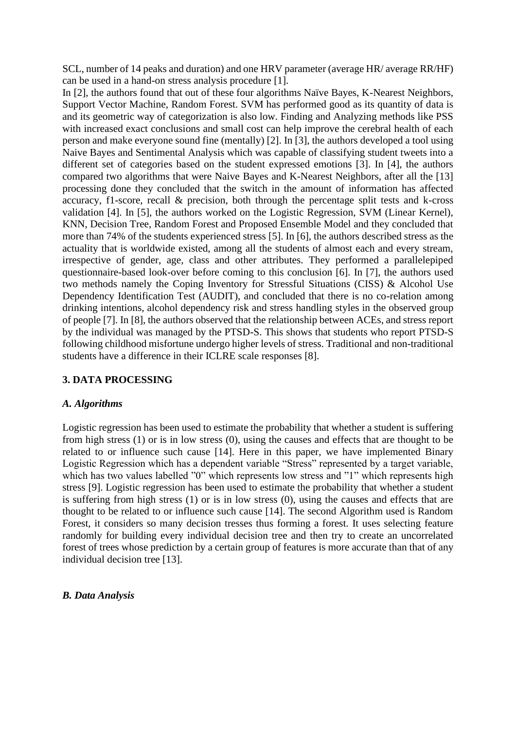SCL, number of 14 peaks and duration) and one HRV parameter (average HR/ average RR/HF) can be used in a hand-on stress analysis procedure [1].

In [2], the authors found that out of these four algorithms Naïve Bayes, K-Nearest Neighbors, Support Vector Machine, Random Forest. SVM has performed good as its quantity of data is and its geometric way of categorization is also low. Finding and Analyzing methods like PSS with increased exact conclusions and small cost can help improve the cerebral health of each person and make everyone sound fine (mentally) [2]. In [3], the authors developed a tool using Naive Bayes and Sentimental Analysis which was capable of classifying student tweets into a different set of categories based on the student expressed emotions [3]. In [4], the authors compared two algorithms that were Naive Bayes and K-Nearest Neighbors, after all the [13] processing done they concluded that the switch in the amount of information has affected accuracy, f1-score, recall & precision, both through the percentage split tests and k-cross validation [4]. In [5], the authors worked on the Logistic Regression, SVM (Linear Kernel), KNN, Decision Tree, Random Forest and Proposed Ensemble Model and they concluded that more than 74% of the students experienced stress [5]. In [6], the authors described stress as the actuality that is worldwide existed, among all the students of almost each and every stream, irrespective of gender, age, class and other attributes. They performed a parallelepiped questionnaire-based look-over before coming to this conclusion [6]. In [7], the authors used two methods namely the Coping Inventory for Stressful Situations (CISS) & Alcohol Use Dependency Identification Test (AUDIT), and concluded that there is no co-relation among drinking intentions, alcohol dependency risk and stress handling styles in the observed group of people [7]. In [8], the authors observed that the relationship between ACEs, and stress report by the individual was managed by the PTSD-S. This shows that students who report PTSD-S following childhood misfortune undergo higher levels of stress. Traditional and non-traditional students have a difference in their ICLRE scale responses [8].

## 3. DATA PROCESSING

### *A. Algorithms*

Logistic regression has been used to estimate the probability that whether a student is suffering from high stress (1) or is in low stress (0), using the causes and effects that are thought to be related to or influence such cause [14]. Here in this paper, we have implemented Binary Logistic Regression which has a dependent variable "Stress" represented by a target variable, which has two values labelled "0" which represents low stress and "1" which represents high stress [9]. Logistic regression has been used to estimate the probability that whether a student is suffering from high stress (1) or is in low stress (0), using the causes and effects that are thought to be related to or influence such cause [14]. The second Algorithm used is Random Forest, it considers so many decision tresses thus forming a forest. It uses selecting feature randomly for building every individual decision tree and then try to create an uncorrelated forest of trees whose prediction by a certain group of features is more accurate than that of any individual decision tree [13].

### *B. Data Analysis*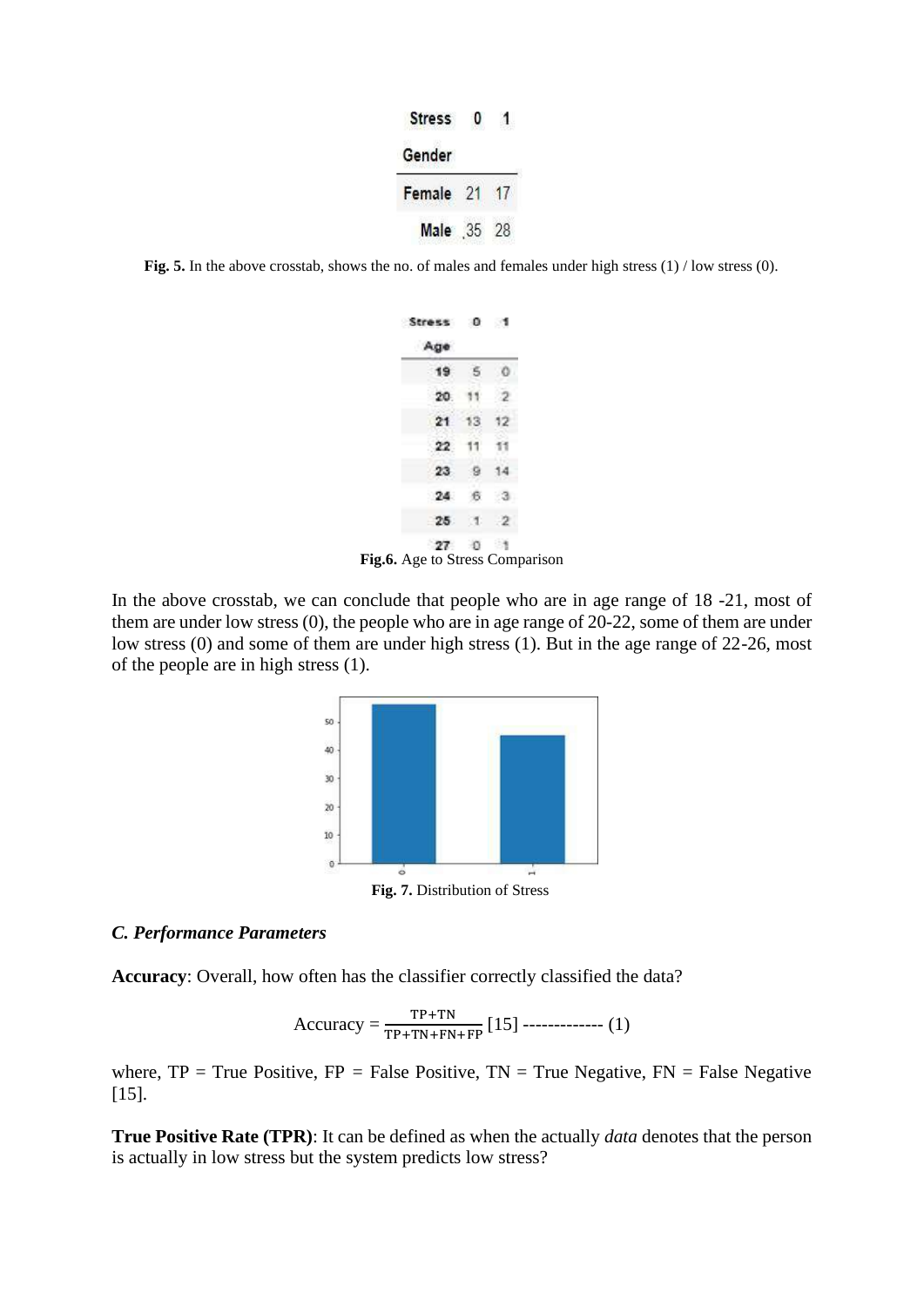| Stress | 0 | 1 |
|---|---|---|
| Gender | | |
| Female | 21 | 17 |
| Male | 35 | 28 |

**Fig. 5.** In the above crosstab, shows the no. of males and females under high stress (1) / low stress (0).

| Stress | 0 | 1 |
|---|---|---|
| Age | | |
| 19 | 5 | 0 |
| 20 | 11 | 2 |
| 21 | 13 | 12 |
| 22 | 11 | 11 |
| 23 | 9 | 14 |
| 24 | 6 | 3 |
| 25 | 1 | 2 |
| 27 | 0 | 1 |

**Fig.6.** Age to Stress Comparison

In the above crosstab, we can conclude that people who are in age range of 18 -21, most of them are under low stress (0), the people who are in age range of 20-22, some of them are under low stress (0) and some of them are under high stress (1). But in the age range of 22-26, most of the people are in high stress (1).

**Fig. 7.** Distribution of Stress

### *C. Performance Parameters*

**Accuracy**: Overall, how often has the classifier correctly classified the data?

$$\text{Accuracy} = \frac{\text{TP+TN}}{\text{TP+TN+FN+FP}} \; [15] \text{ ------------- } (1)$$

where, TP = True Positive, FP = False Positive, TN = True Negative, FN = False Negative [15].

**True Positive Rate (TPR)**: It can be defined as when the actually *data* denotes that the person is actually in low stress but the system predicts low stress?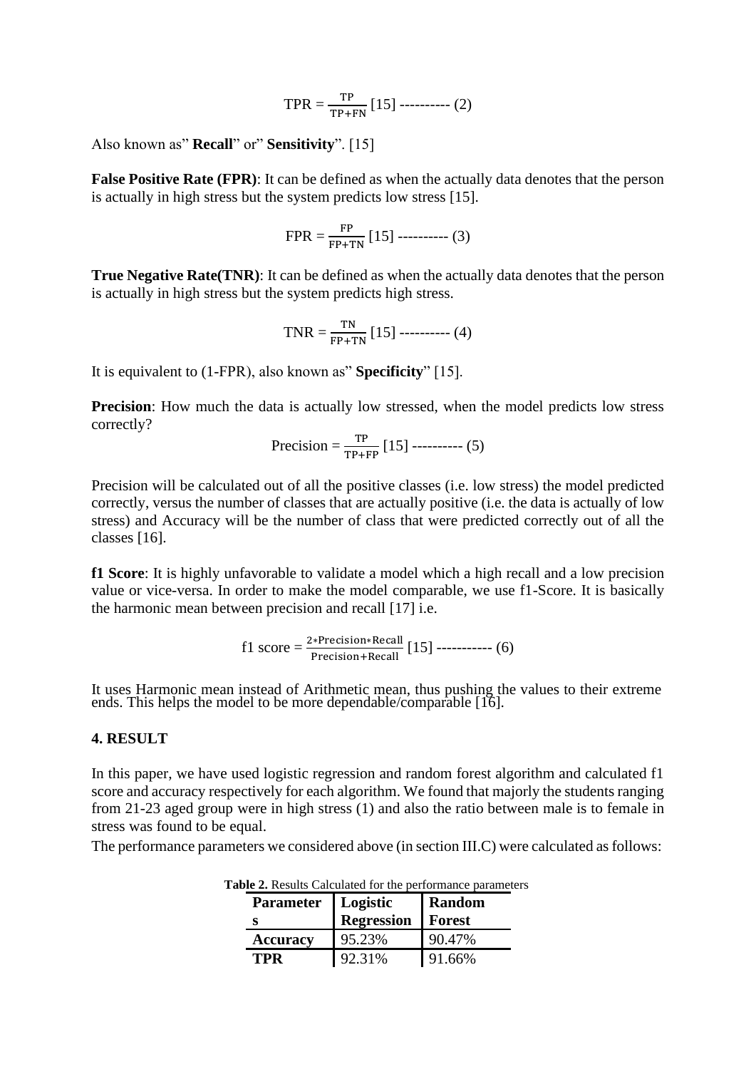$$\text{TPR} = \frac{\text{TP}}{\text{TP+FN}} \text{ [15] ---------- (2)}$$

Also known as" **Recall**" or" **Sensitivity**". [15]

**False Positive Rate (FPR)**: It can be defined as when the actually data denotes that the person is actually in high stress but the system predicts low stress [15].

$$\text{FPR} = \frac{\text{FP}}{\text{FP+TN}} \text{ [15] ---------- (3)}$$

**True Negative Rate(TNR)**: It can be defined as when the actually data denotes that the person is actually in high stress but the system predicts high stress.

$$\text{TNR} = \frac{\text{TN}}{\text{FP+TN}} \text{ [15] ---------- (4)}$$

It is equivalent to (1-FPR), also known as" **Specificity**" [15].

**Precision**: How much the data is actually low stressed, when the model predicts low stress correctly?

$$\text{Precision} = \frac{\text{TP}}{\text{TP+FP}} \text{ [15] ---------- (5)}$$

Precision will be calculated out of all the positive classes (i.e. low stress) the model predicted correctly, versus the number of classes that are actually positive (i.e. the data is actually of low stress) and Accuracy will be the number of class that were predicted correctly out of all the classes [16].

**f1 Score**: It is highly unfavorable to validate a model which a high recall and a low precision value or vice-versa. In order to make the model comparable, we use f1-Score. It is basically the harmonic mean between precision and recall [17] i.e.

$$\text{f1 score} = \frac{2*\text{Precision}*\text{Recall}}{\text{Precision+Recall}} \text{ [15] ----------- (6)}$$

It uses Harmonic mean instead of Arithmetic mean, thus pushing the values to their extreme ends. This helps the model to be more dependable/comparable [16].

## 4. RESULT

In this paper, we have used logistic regression and random forest algorithm and calculated f1 score and accuracy respectively for each algorithm. We found that majorly the students ranging from 21-23 aged group were in high stress (1) and also the ratio between male is to female in stress was found to be equal.

The performance parameters we considered above (in section III.C) were calculated as follows:

**Table 2.** Results Calculated for the performance parameters

| Parameters | Logistic Regression | Random Forest |
|---|---|---|
| **Accuracy** | 95.23% | 90.47% |
| **TPR** | 92.31% | 91.66% |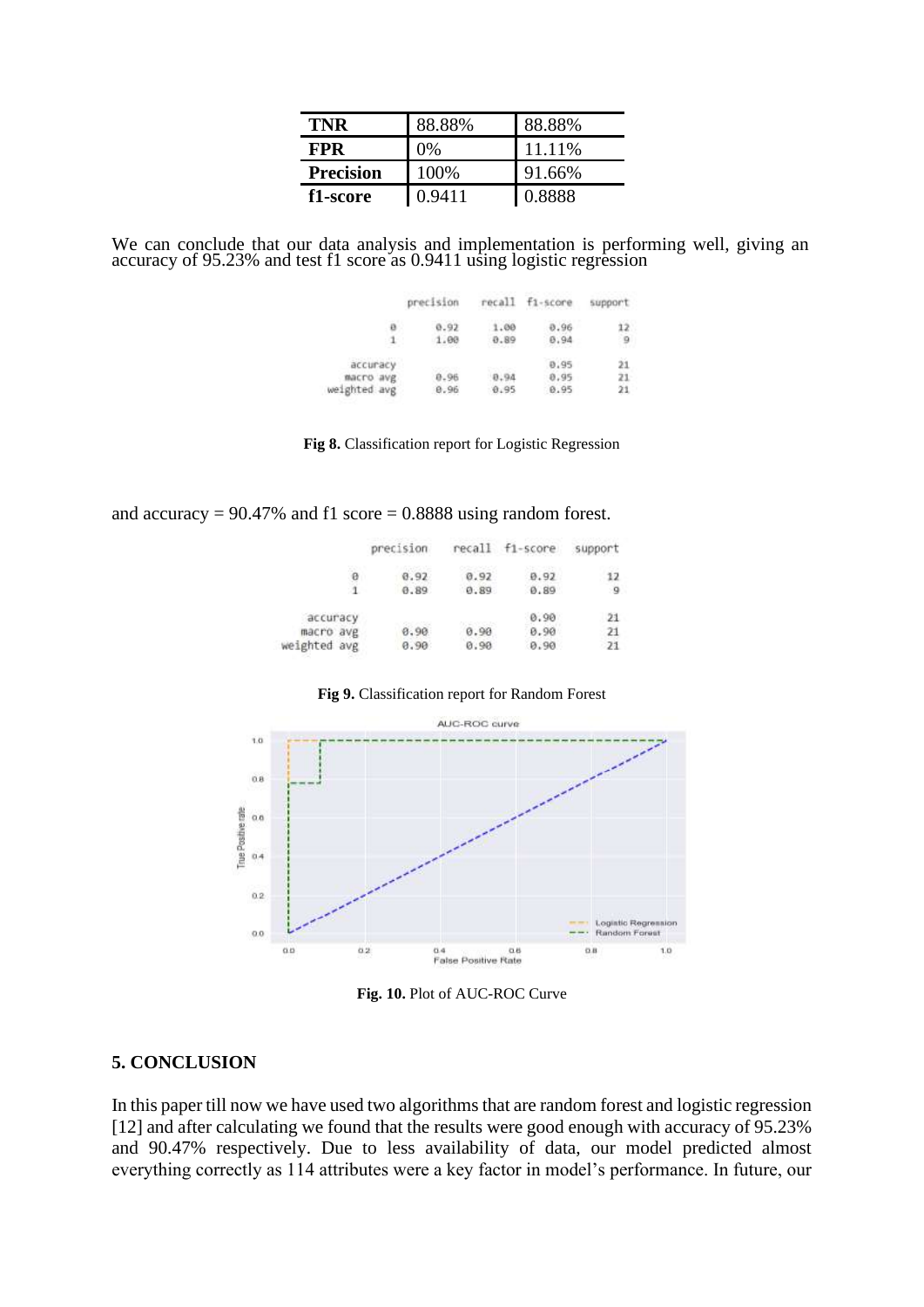| TNR | 88.88% | 88.88% |
|---|---|---|
| FPR | 0% | 11.11% |
| Precision | 100% | 91.66% |
| f1-score | 0.9411 | 0.8888 |

We can conclude that our data analysis and implementation is performing well, giving an accuracy of 95.23% and test f1 score as 0.9411 using logistic regression

|  | precision | recall | f1-score | support |
|---|---|---|---|---|
| 0 | 0.92 | 1.00 | 0.96 | 12 |
| 1 | 1.00 | 0.89 | 0.94 | 9 |
| accuracy |  |  | 0.95 | 21 |
| macro avg | 0.96 | 0.94 | 0.95 | 21 |
| weighted avg | 0.96 | 0.95 | 0.95 | 21 |

**Fig 8.** Classification report for Logistic Regression

and accuracy = 90.47% and f1 score = 0.8888 using random forest.

|  | precision | recall | f1-score | support |
|---|---|---|---|---|
| 0 | 0.92 | 0.92 | 0.92 | 12 |
| 1 | 0.89 | 0.89 | 0.89 | 9 |
| accuracy |  |  | 0.90 | 21 |
| macro avg | 0.90 | 0.90 | 0.90 | 21 |
| weighted avg | 0.90 | 0.90 | 0.90 | 21 |

**Fig 9.** Classification report for Random Forest

**Fig. 10.** Plot of AUC-ROC Curve

## 5. CONCLUSION

In this paper till now we have used two algorithms that are random forest and logistic regression [12] and after calculating we found that the results were good enough with accuracy of 95.23% and 90.47% respectively. Due to less availability of data, our model predicted almost everything correctly as 114 attributes were a key factor in model's performance. In future, our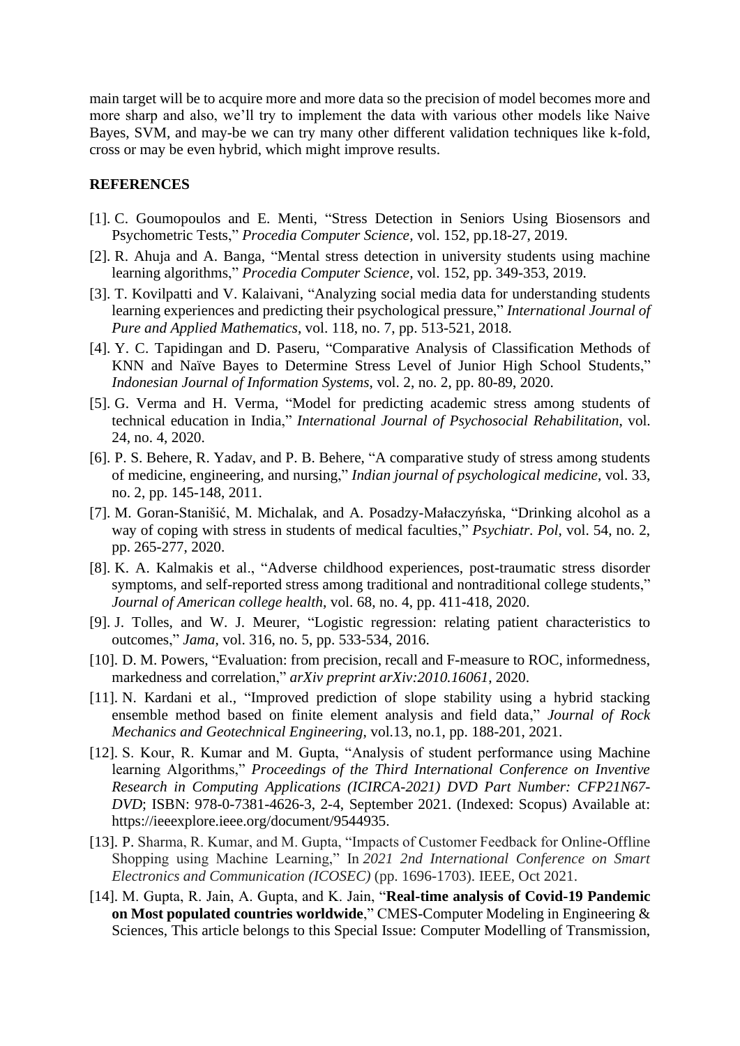main target will be to acquire more and more data so the precision of model becomes more and more sharp and also, we'll try to implement the data with various other models like Naive Bayes, SVM, and may-be we can try many other different validation techniques like k-fold, cross or may be even hybrid, which might improve results.

## REFERENCES

[1]. C. Goumopoulos and E. Menti, "Stress Detection in Seniors Using Biosensors and Psychometric Tests," *Procedia Computer Science,* vol. 152, pp.18-27, 2019.

[2]. R. Ahuja and A. Banga, "Mental stress detection in university students using machine learning algorithms," *Procedia Computer Science,* vol. 152, pp. 349-353, 2019.

[3]. T. Kovilpatti and V. Kalaivani, "Analyzing social media data for understanding students learning experiences and predicting their psychological pressure," *International Journal of Pure and Applied Mathematics*, vol. 118, no. 7, pp. 513-521, 2018.

[4]. Y. C. Tapidingan and D. Paseru, "Comparative Analysis of Classification Methods of KNN and Naïve Bayes to Determine Stress Level of Junior High School Students," *Indonesian Journal of Information Systems*, vol. 2, no. 2, pp. 80-89, 2020.

[5]. G. Verma and H. Verma, "Model for predicting academic stress among students of technical education in India," *International Journal of Psychosocial Rehabilitation*, vol. 24, no. 4, 2020.

[6]. P. S. Behere, R. Yadav, and P. B. Behere, "A comparative study of stress among students of medicine, engineering, and nursing," *Indian journal of psychological medicine*, vol. 33, no. 2, pp. 145-148, 2011.

[7]. M. Goran-Stanišić, M. Michalak, and A. Posadzy-Małaczyńska, "Drinking alcohol as a way of coping with stress in students of medical faculties," *Psychiatr. Pol*, vol. 54, no. 2, pp. 265-277, 2020.

[8]. K. A. Kalmakis et al., "Adverse childhood experiences, post-traumatic stress disorder symptoms, and self-reported stress among traditional and nontraditional college students," *Journal of American college health*, vol. 68, no. 4, pp. 411-418, 2020.

[9]. J. Tolles, and W. J. Meurer, "Logistic regression: relating patient characteristics to outcomes," *Jama*, vol. 316, no. 5, pp. 533-534, 2016.

[10]. D. M. Powers, "Evaluation: from precision, recall and F-measure to ROC, informedness, markedness and correlation," *arXiv preprint arXiv:2010.16061*, 2020.

[11]. N. Kardani et al., "Improved prediction of slope stability using a hybrid stacking ensemble method based on finite element analysis and field data," *Journal of Rock Mechanics and Geotechnical Engineering*, vol.13, no.1, pp. 188-201, 2021.

[12]. S. Kour, R. Kumar and M. Gupta, "Analysis of student performance using Machine learning Algorithms," *Proceedings of the Third International Conference on Inventive Research in Computing Applications (ICIRCA-2021) DVD Part Number: CFP21N67-DVD*; ISBN: 978-0-7381-4626-3, 2-4, September 2021. (Indexed: Scopus) Available at: https://ieeexplore.ieee.org/document/9544935.

[13]. P. Sharma, R. Kumar, and M. Gupta, "Impacts of Customer Feedback for Online-Offline Shopping using Machine Learning," In *2021 2nd International Conference on Smart Electronics and Communication (ICOSEC)* (pp. 1696-1703). IEEE, Oct 2021.

[14]. M. Gupta, R. Jain, A. Gupta, and K. Jain, "**Real-time analysis of Covid-19 Pandemic on Most populated countries worldwide**," CMES-Computer Modeling in Engineering & Sciences, This article belongs to this Special Issue: Computer Modelling of Transmission,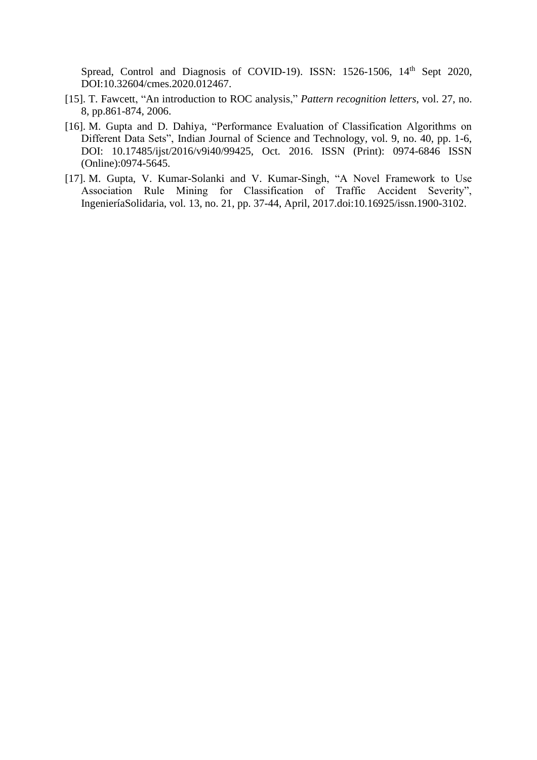Spread, Control and Diagnosis of COVID-19). ISSN: 1526-1506, 14th Sept 2020, DOI:10.32604/cmes.2020.012467.

[15]. T. Fawcett, “An introduction to ROC analysis,” *Pattern recognition letters*, vol. 27, no. 8, pp.861-874, 2006.

[16]. M. Gupta and D. Dahiya, “Performance Evaluation of Classification Algorithms on Different Data Sets”, Indian Journal of Science and Technology, vol. 9, no. 40, pp. 1-6, DOI: 10.17485/ijst/2016/v9i40/99425, Oct. 2016. ISSN (Print): 0974-6846 ISSN (Online):0974-5645.

[17]. M. Gupta, V. Kumar-Solanki and V. Kumar-Singh, “A Novel Framework to Use Association Rule Mining for Classification of Traffic Accident Severity”, IngenieríaSolidaria, vol. 13, no. 21, pp. 37-44, April, 2017.doi:10.16925/issn.1900-3102.